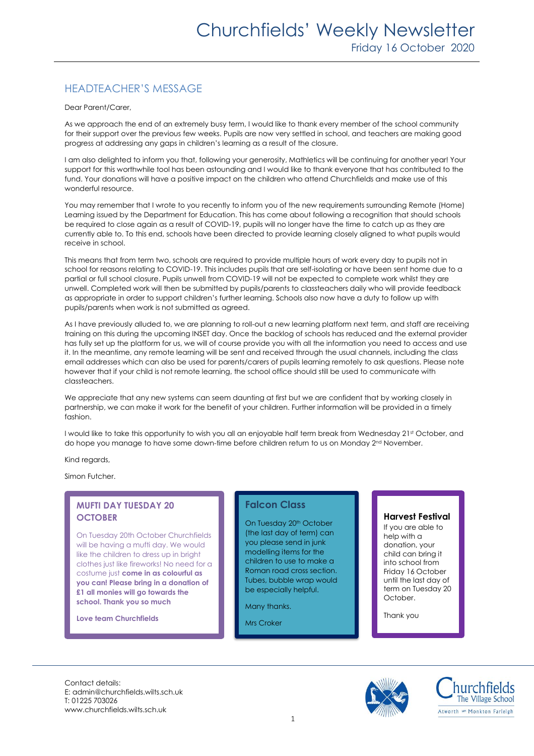# Churchfields' Weekly Newsletter

Friday 16 October 2020

## HEADTEACHER'S MESSAGE

Dear Parent/Carer,

As we approach the end of an extremely busy term, I would like to thank every member of the school community for their support over the previous few weeks. Pupils are now very settled in school, and teachers are making good progress at addressing any gaps in children's learning as a result of the closure.

I am also delighted to inform you that, following your generosity, Mathletics will be continuing for another year! Your support for this worthwhile tool has been astounding and I would like to thank everyone that has contributed to the fund. Your donations will have a positive impact on the children who attend Churchfields and make use of this wonderful resource.

You may remember that I wrote to you recently to inform you of the new requirements surrounding Remote (Home) Learning issued by the Department for Education. This has come about following a recognition that should schools be required to close again as a result of COVID-19, pupils will no longer have the time to catch up as they are currently able to. To this end, schools have been directed to provide learning closely aligned to what pupils would receive in school.

This means that from term two, schools are required to provide multiple hours of work every day to pupils not in school for reasons relating to COVID-19. This includes pupils that are self-isolating or have been sent home due to a partial or full school closure. Pupils unwell from COVID-19 will not be expected to complete work whilst they are unwell. Completed work will then be submitted by pupils/parents to classteachers daily who will provide feedback as appropriate in order to support children's further learning. Schools also now have a duty to follow up with pupils/parents when work is not submitted as agreed.

As I have previously alluded to, we are planning to roll-out a new learning platform next term, and staff are receiving training on this during the upcoming INSET day. Once the backlog of schools has reduced and the external provider has fully set up the platform for us, we will of course provide you with all the information you need to access and use it. In the meantime, any remote learning will be sent and received through the usual channels, including the class email addresses which can also be used for parents/carers of pupils learning remotely to ask questions. Please note however that if your child is not remote learning, the school office should still be used to communicate with classteachers.

We appreciate that any new systems can seem daunting at first but we are confident that by working closely in partnership, we can make it work for the benefit of your children. Further information will be provided in a timely fashion.

I would like to take this opportunity to wish you all an enjoyable half term break from Wednesday 21st October, and do hope you manage to have some down-time before children return to us on Monday 2nd November.

Kind regards,

Simon Futcher.

### MUFTI DAY TUESDAY 20 OCTOBER

On Tuesday 20th October Churchfields will be having a mufti day. We would like the children to dress up in bright clothes just like fireworks! No need for a costume just **come in as colourful as you can! Please bring in a donation of £1 all monies will go towards the school. Thank you so much**

**Love team Churchfields**

### Falcon Class

On Tuesday 20th October (the last day of term) can you please send in junk modelling items for the children to use to make a Roman road cross section. Tubes, bubble wrap would be especially helpful.

Many thanks.

Mrs Croker

### Harvest Festival

If you are able to help with a donation, your child can bring it into school from Friday 16 October until the last day of term on Tuesday 20 October.

Thank you

Contact details:
E: admin@churchfields.wilts.sch.uk
T: 01225 703026
www.churchfields.wilts.sch.uk

Churchfields The Village School
Atworth *and* Monkton Farleigh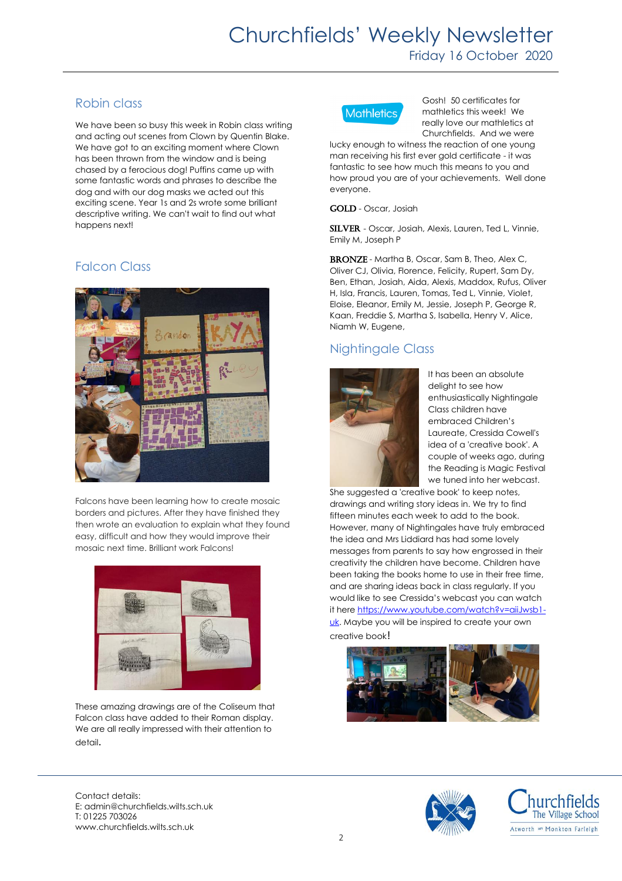# Churchfields' Weekly Newsletter

Friday 16 October 2020

## Robin class

We have been so busy this week in Robin class writing and acting out scenes from Clown by Quentin Blake. We have got to an exciting moment where Clown has been thrown from the window and is being chased by a ferocious dog! Puffins came up with some fantastic words and phrases to describe the dog and with our dog masks we acted out this exciting scene. Year 1s and 2s wrote some brilliant descriptive writing. We can't wait to find out what happens next!

## Falcon Class

Falcons have been learning how to create mosaic borders and pictures. After they have finished they then wrote an evaluation to explain what they found easy, difficult and how they would improve their mosaic next time. Brilliant work Falcons!

These amazing drawings are of the Coliseum that Falcon class have added to their Roman display. We are all really impressed with their attention to detail.

## Mathletics

Gosh! 50 certificates for mathletics this week! We really love our mathletics at Churchfields. And we were lucky enough to witness the reaction of one young man receiving his first ever gold certificate - it was fantastic to see how much this means to you and how proud you are of your achievements. Well done everyone.

**GOLD** - Oscar, Josiah

**SILVER** - Oscar, Josiah, Alexis, Lauren, Ted L, Vinnie, Emily M, Joseph P

**BRONZE** - Martha B, Oscar, Sam B, Theo, Alex C, Oliver CJ, Olivia, Florence, Felicity, Rupert, Sam Dy, Ben, Ethan, Josiah, Aida, Alexis, Maddox, Rufus, Oliver H, Isla, Francis, Lauren, Tomas, Ted L, Vinnie, Violet, Eloise, Eleanor, Emily M, Jessie, Joseph P, George R, Kaan, Freddie S, Martha S, Isabella, Henry V, Alice, Niamh W, Eugene,

## Nightingale Class

It has been an absolute delight to see how enthusiastically Nightingale Class children have embraced Children's Laureate, Cressida Cowell's idea of a 'creative book'. A couple of weeks ago, during the Reading is Magic Festival we tuned into her webcast. She suggested a 'creative book' to keep notes, drawings and writing story ideas in. We try to find fifteen minutes each week to add to the book. However, many of Nightingales have truly embraced the idea and Mrs Liddiard has had some lovely messages from parents to say how engrossed in their creativity the children have become. Children have been taking the books home to use in their free time, and are sharing ideas back in class regularly. If you would like to see Cressida's webcast you can watch it here https://www.youtube.com/watch?v=aiiJwsb1-uk. Maybe you will be inspired to create your own creative book!

Contact details:
E: admin@churchfields.wilts.sch.uk
T: 01225 703026
www.churchfields.wilts.sch.uk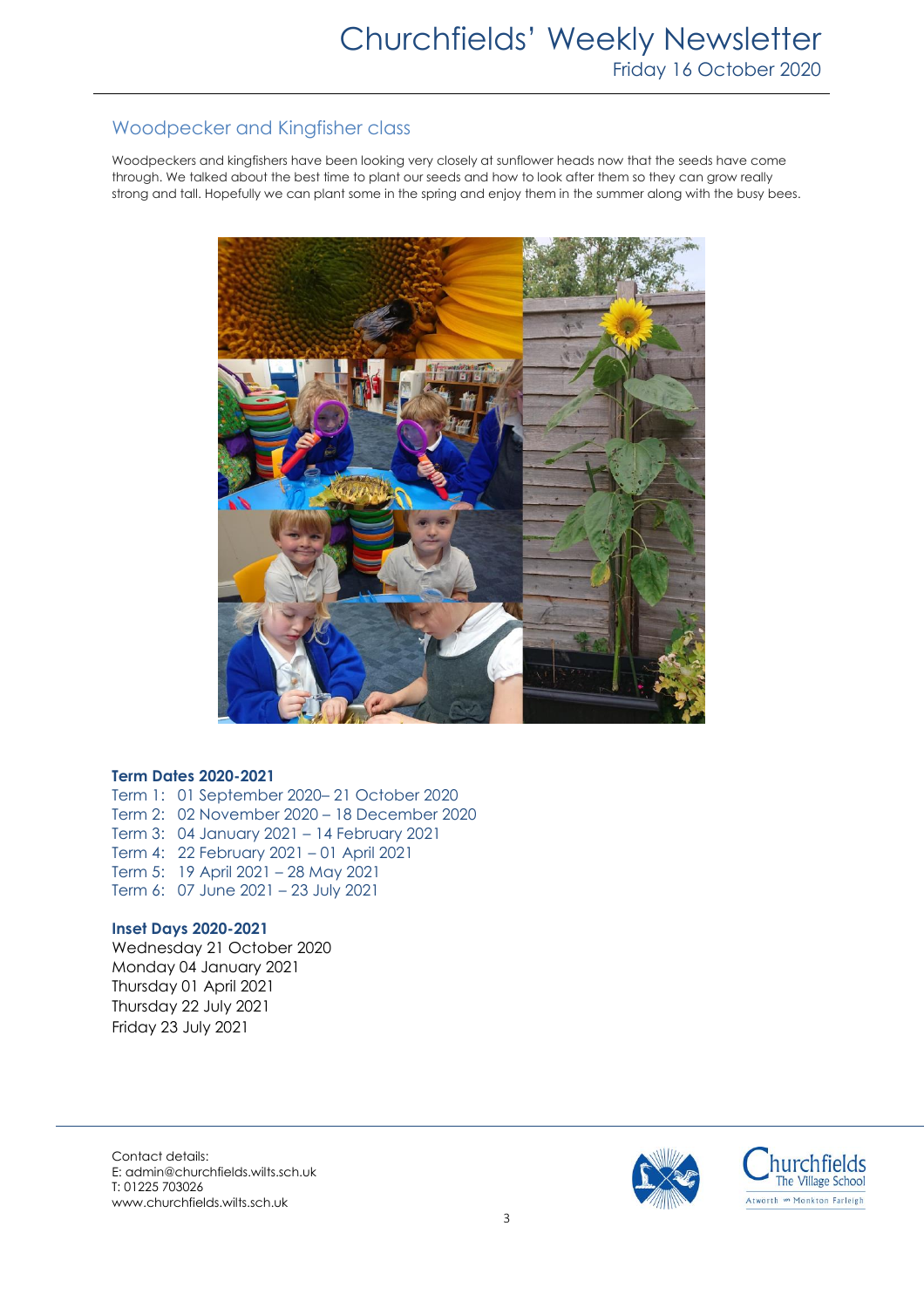## Woodpecker and Kingfisher class

Woodpeckers and kingfishers have been looking very closely at sunflower heads now that the seeds have come through. We talked about the best time to plant our seeds and how to look after them so they can grow really strong and tall. Hopefully we can plant some in the spring and enjoy them in the summer along with the busy bees.

**Term Dates 2020-2021**

Term 1: 01 September 2020– 21 October 2020
Term 2: 02 November 2020 – 18 December 2020
Term 3: 04 January 2021 – 14 February 2021
Term 4: 22 February 2021 – 01 April 2021
Term 5: 19 April 2021 – 28 May 2021
Term 6: 07 June 2021 – 23 July 2021

**Inset Days 2020-2021**

Wednesday 21 October 2020
Monday 04 January 2021
Thursday 01 April 2021
Thursday 22 July 2021
Friday 23 July 2021

Contact details:
E: admin@churchfields.wilts.sch.uk
T: 01225 703026
www.churchfields.wilts.sch.uk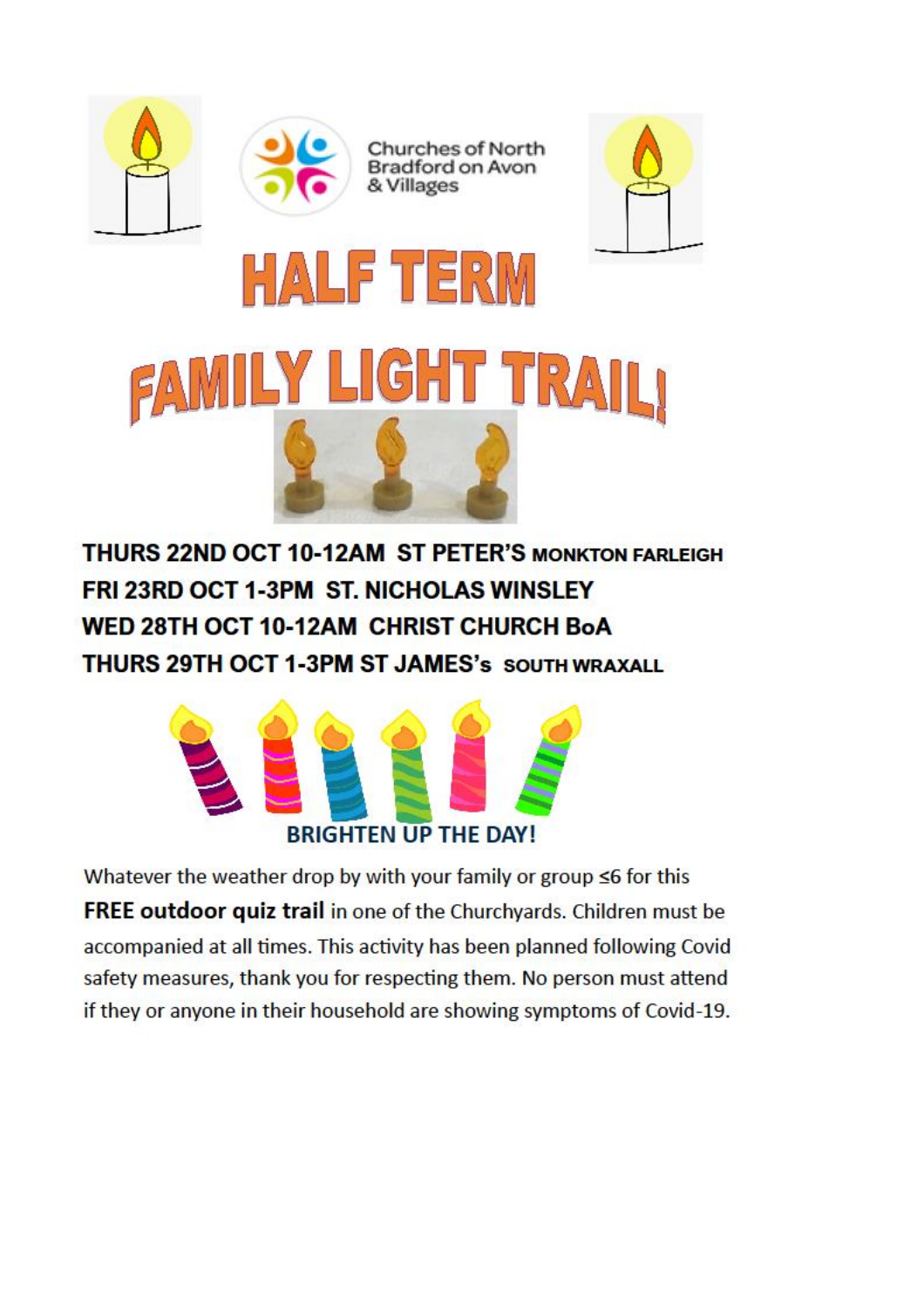Churches of North Bradford on Avon & Villages

# HALF TERM

# FAMILY LIGHT TRAIL!

**THURS 22ND OCT 10-12AM ST PETER'S MONKTON FARLEIGH**
**FRI 23RD OCT 1-3PM ST. NICHOLAS WINSLEY**
**WED 28TH OCT 10-12AM CHRIST CHURCH BoA**
**THURS 29TH OCT 1-3PM ST JAMES's SOUTH WRAXALL**

**BRIGHTEN UP THE DAY!**

Whatever the weather drop by with your family or group ≤6 for this **FREE outdoor quiz trail** in one of the Churchyards. Children must be accompanied at all times. This activity has been planned following Covid safety measures, thank you for respecting them. No person must attend if they or anyone in their household are showing symptoms of Covid-19.